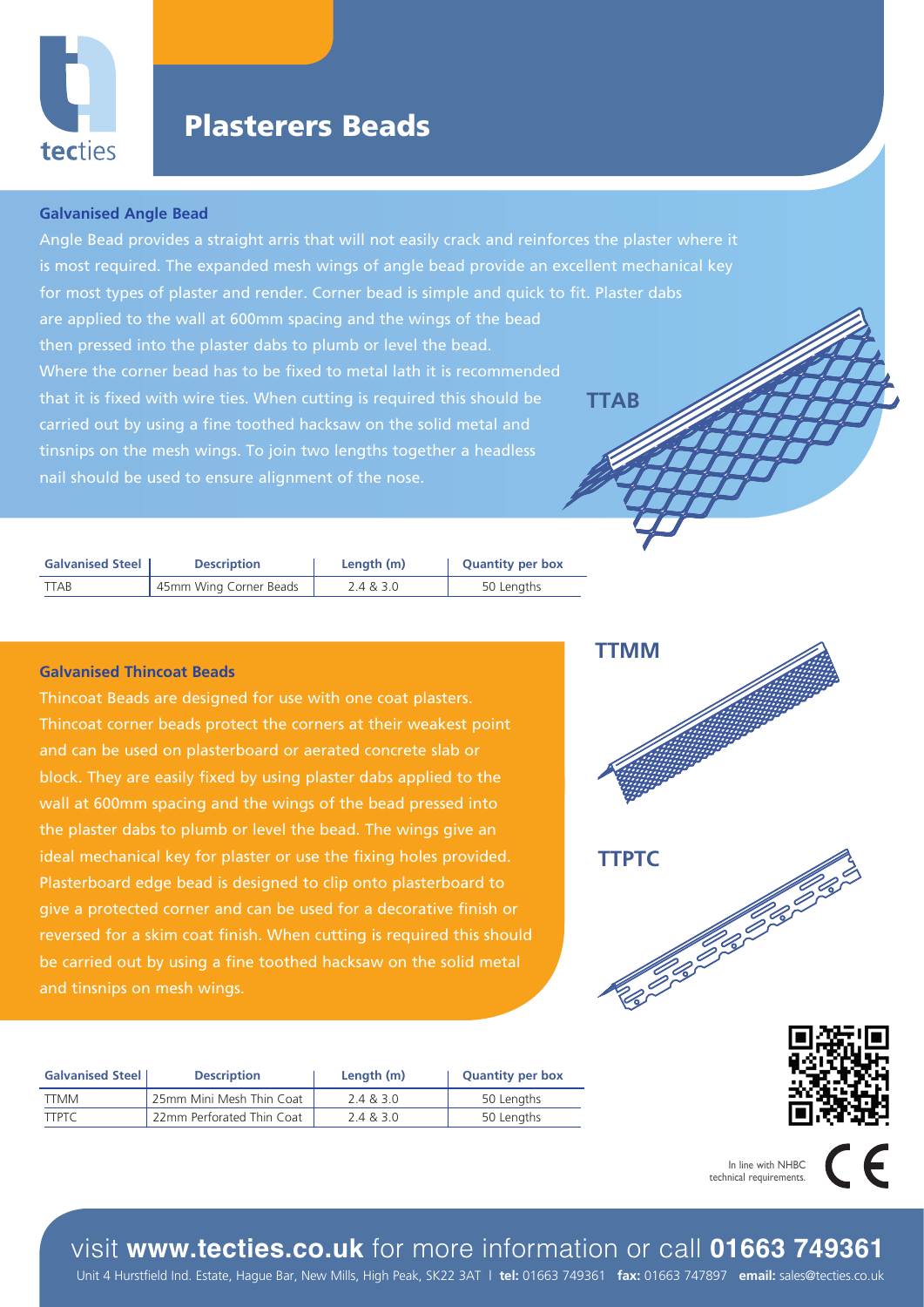# Plasterers Beads

### Galvanised Angle Bead

Angle Bead provides a straight arris that will not easily crack and reinforces the plaster where it is most required. The expanded mesh wings of angle bead provide an excellent mechanical key for most types of plaster and render. Corner bead is simple and quick to fit. Plaster dabs are applied to the wall at 600mm spacing and the wings of the bead then pressed into the plaster dabs to plumb or level the bead. Where the corner bead has to be fixed to metal lath it is recommended that it is fixed with wire ties. When cutting is required this should be carried out by using a fine toothed hacksaw on the solid metal and tinsnips on the mesh wings. To join two lengths together a headless nail should be used to ensure alignment of the nose.

TTAB

| Galvanised Steel | Description | Length (m) | Quantity per box |
| --- | --- | --- | --- |
| TTAB | 45mm Wing Corner Beads | 2.4 & 3.0 | 50 Lengths |

### Galvanised Thincoat Beads

Thincoat Beads are designed for use with one coat plasters. Thincoat corner beads protect the corners at their weakest point and can be used on plasterboard or aerated concrete slab or block. They are easily fixed by using plaster dabs applied to the wall at 600mm spacing and the wings of the bead pressed into the plaster dabs to plumb or level the bead. The wings give an ideal mechanical key for plaster or use the fixing holes provided. Plasterboard edge bead is designed to clip onto plasterboard to give a protected corner and can be used for a decorative finish or reversed for a skim coat finish. When cutting is required this should be carried out by using a fine toothed hacksaw on the solid metal and tinsnips on mesh wings.

TTMM

TTPTC

| Galvanised Steel | Description | Length (m) | Quantity per box |
| --- | --- | --- | --- |
| TTMM | 25mm Mini Mesh Thin Coat | 2.4 & 3.0 | 50 Lengths |
| TTPTC | 22mm Perforated Thin Coat | 2.4 & 3.0 | 50 Lengths |

In line with NHBC technical requirements.

visit **www.tecties.co.uk** for more information or call **01663 749361**

Unit 4 Hurstfield Ind. Estate, Hague Bar, New Mills, High Peak, SK22 3AT | **tel:** 01663 749361 **fax:** 01663 747897 **email:** sales@tecties.co.uk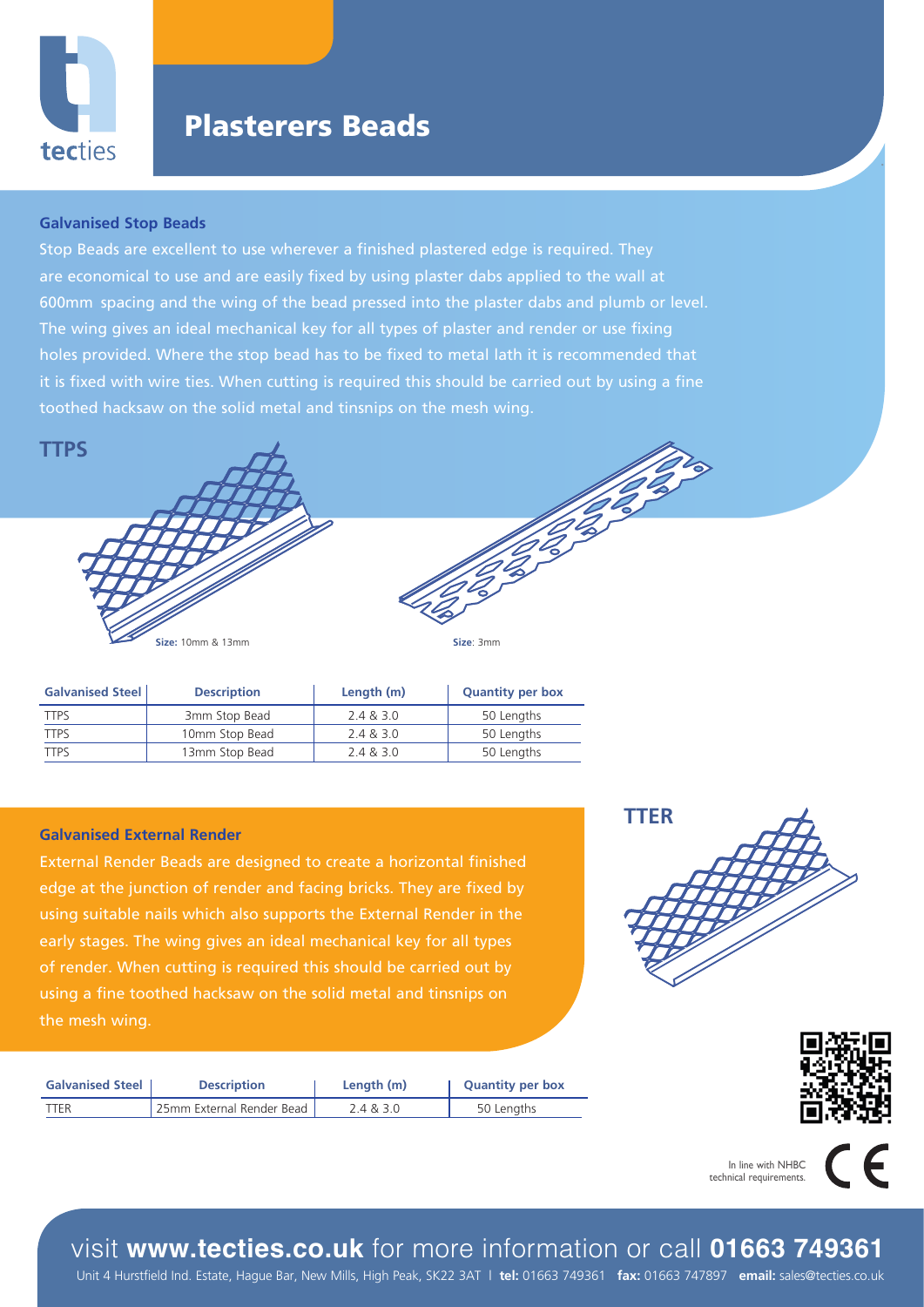tecties

# Plasterers Beads

### Galvanised Stop Beads

Stop Beads are excellent to use wherever a finished plastered edge is required. They are economical to use and are easily fixed by using plaster dabs applied to the wall at 600mm spacing and the wing of the bead pressed into the plaster dabs and plumb or level. The wing gives an ideal mechanical key for all types of plaster and render or use fixing holes provided. Where the stop bead has to be fixed to metal lath it is recommended that it is fixed with wire ties. When cutting is required this should be carried out by using a fine toothed hacksaw on the solid metal and tinsnips on the mesh wing.

## TTPS

**Size:** 10mm & 13mm

**Size**: 3mm

| Galvanised Steel | Description | Length (m) | Quantity per box |
|---|---|---|---|
| TTPS | 3mm Stop Bead | 2.4 & 3.0 | 50 Lengths |
| TTPS | 10mm Stop Bead | 2.4 & 3.0 | 50 Lengths |
| TTPS | 13mm Stop Bead | 2.4 & 3.0 | 50 Lengths |

### Galvanised External Render

External Render Beads are designed to create a horizontal finished edge at the junction of render and facing bricks. They are fixed by using suitable nails which also supports the External Render in the early stages. The wing gives an ideal mechanical key for all types of render. When cutting is required this should be carried out by using a fine toothed hacksaw on the solid metal and tinsnips on the mesh wing.

## TTER

| Galvanised Steel | Description | Length (m) | Quantity per box |
|---|---|---|---|
| TTER | 25mm External Render Bead | 2.4 & 3.0 | 50 Lengths |

In line with NHBC technical requirements.

visit **www.tecties.co.uk** for more information or call **01663 749361**

Unit 4 Hurstfield Ind. Estate, Hague Bar, New Mills, High Peak, SK22 3AT | **tel:** 01663 749361 **fax:** 01663 747897 **email:** sales@tecties.co.uk